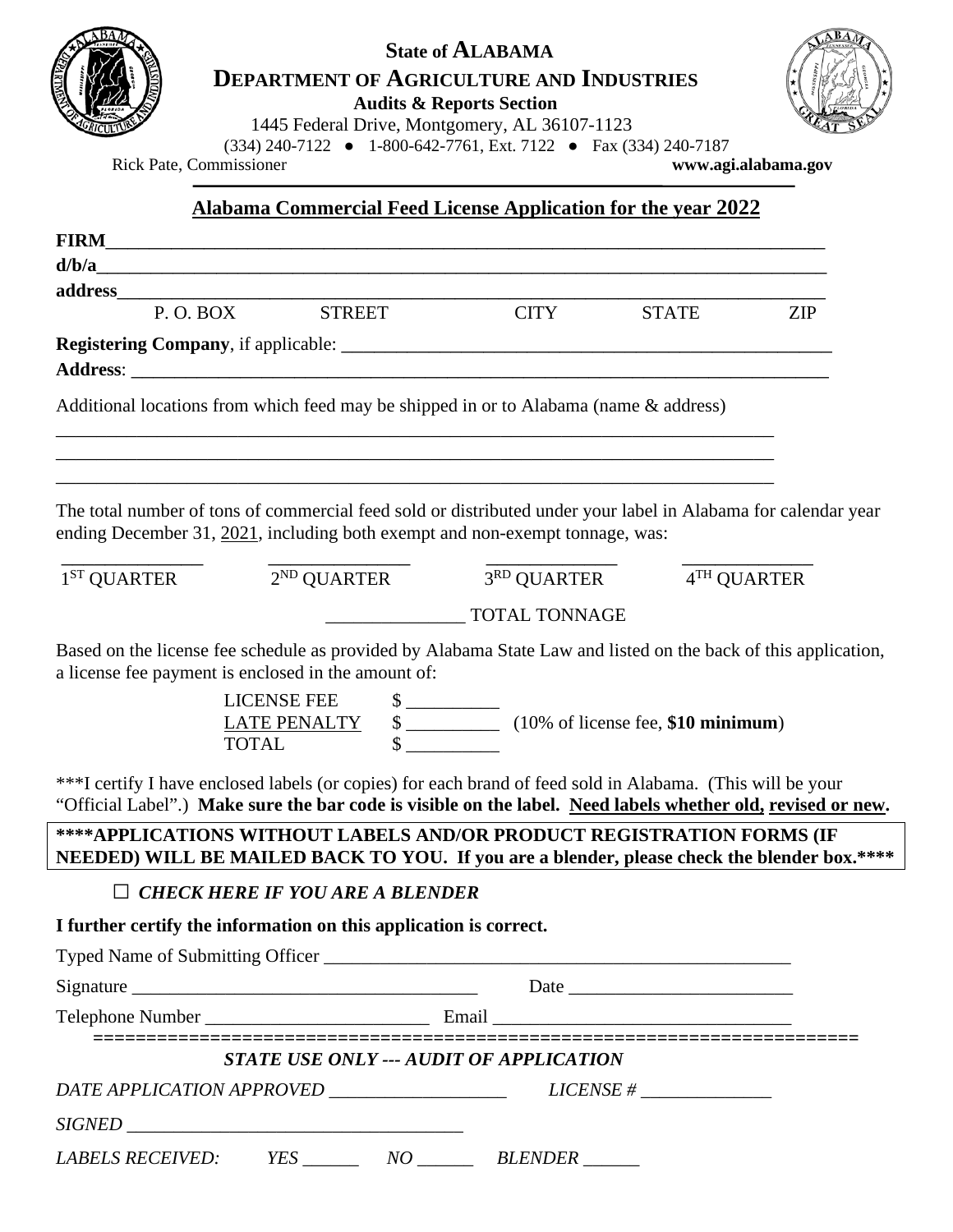**State of ALABAMA**

**DEPARTMENT OF AGRICULTURE AND INDUSTRIES**

**Audits & Reports Section**

1445 Federal Drive, Montgomery, AL 36107-1123

(334) 240-7122 ● 1-800-642-7761, Ext. 7122 ● Fax (334) 240-7187

Rick Pate, Commissioner **www.agi.alabama.gov**

## Alabama Commercial Feed License Application for the year 2022

**FIRM**_______________________________________________________________________________

**d/b/a**_______________________________________________________________________________

**address**______________________________________________________________________________

P. O. BOX STREET CITY STATE ZIP

**Registering Company**, if applicable: _____________________________________________________

**Address**: ______________________________________________________________________________

Additional locations from which feed may be shipped in or to Alabama (name & address)

_______________________________________________________________________________

_______________________________________________________________________________

_______________________________________________________________________________

The total number of tons of commercial feed sold or distributed under your label in Alabama for calendar year ending December 31, 2021, including both exempt and non-exempt tonnage, was:

| _______________ | _______________ | _______________ | _______________ |
|---|---|---|---|
| 1ST QUARTER | 2ND QUARTER | 3RD QUARTER | 4TH QUARTER |

_______________ TOTAL TONNAGE

Based on the license fee schedule as provided by Alabama State Law and listed on the back of this application, a license fee payment is enclosed in the amount of:

LICENSE FEE $ __________

LATE PENALTY $ __________ (10% of license fee, **$10 minimum**)

TOTAL $ __________

***I certify I have enclosed labels (or copies) for each brand of feed sold in Alabama. (This will be your "Official Label".) **Make sure the bar code is visible on the label. Need labels whether old, revised or new.**

**\*\*\*\*APPLICATIONS WITHOUT LABELS AND/OR PRODUCT REGISTRATION FORMS (IF NEEDED) WILL BE MAILED BACK TO YOU. If you are a blender, please check the blender box.\*\*\*\***

☐ ***CHECK HERE IF YOU ARE A BLENDER***

**I further certify the information on this application is correct.**

Typed Name of Submitting Officer ___________________________________________________

Signature ____________________________________ Date ________________________

Telephone Number ________________________ Email ________________________________

===================================================================

***STATE USE ONLY --- AUDIT OF APPLICATION***

*DATE APPLICATION APPROVED* ___________________ *LICENSE #* ______________

*SIGNED* ____________________________________

*LABELS RECEIVED:* *YES* ______ *NO* ______ *BLENDER* ______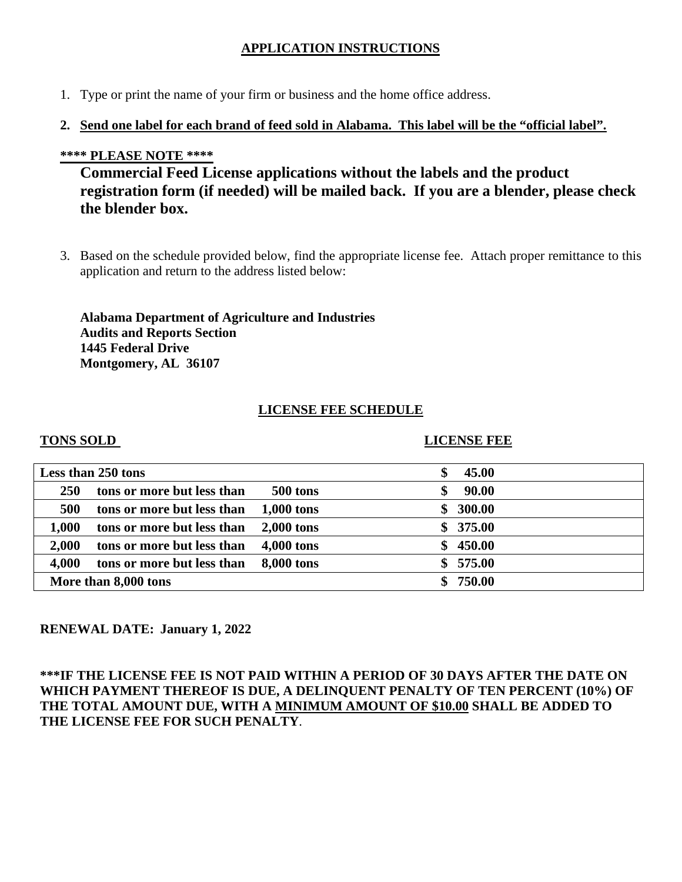## APPLICATION INSTRUCTIONS

1. Type or print the name of your firm or business and the home office address.
2. **Send one label for each brand of feed sold in Alabama. This label will be the "official label".**

**\*\*\*\* PLEASE NOTE \*\*\*\***

**Commercial Feed License applications without the labels and the product registration form (if needed) will be mailed back. If you are a blender, please check the blender box.**

3. Based on the schedule provided below, find the appropriate license fee. Attach proper remittance to this application and return to the address listed below:

**Alabama Department of Agriculture and Industries**
**Audits and Reports Section**
**1445 Federal Drive**
**Montgomery, AL 36107**

## LICENSE FEE SCHEDULE

| TONS SOLD | | | LICENSE FEE |
|---|---|---|---|
| Less than 250 tons | | | $ 45.00 |
| 250 | tons or more but less than | 500 tons | $ 90.00 |
| 500 | tons or more but less than | 1,000 tons | $ 300.00 |
| 1,000 | tons or more but less than | 2,000 tons | $ 375.00 |
| 2,000 | tons or more but less than | 4,000 tons | $ 450.00 |
| 4,000 | tons or more but less than | 8,000 tons | $ 575.00 |
| More than 8,000 tons | | | $ 750.00 |

**RENEWAL DATE: January 1, 2022**

**\*\*\*IF THE LICENSE FEE IS NOT PAID WITHIN A PERIOD OF 30 DAYS AFTER THE DATE ON WHICH PAYMENT THEREOF IS DUE, A DELINQUENT PENALTY OF TEN PERCENT (10%) OF THE TOTAL AMOUNT DUE, WITH A MINIMUM AMOUNT OF $10.00 SHALL BE ADDED TO THE LICENSE FEE FOR SUCH PENALTY**.